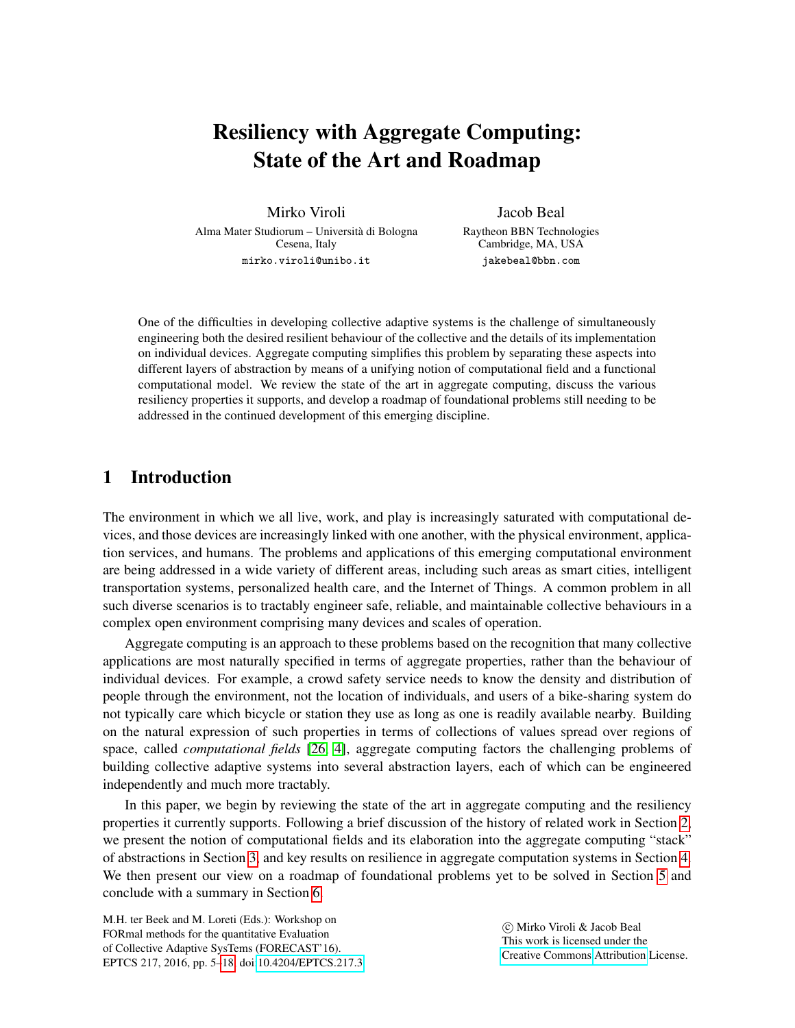# Resiliency with Aggregate Computing: State of the Art and Roadmap

Mirko Viroli
Alma Mater Studiorum – Università di Bologna
Cesena, Italy
mirko.viroli@unibo.it

Jacob Beal
Raytheon BBN Technologies
Cambridge, MA, USA
jakebeal@bbn.com

One of the difficulties in developing collective adaptive systems is the challenge of simultaneously engineering both the desired resilient behaviour of the collective and the details of its implementation on individual devices. Aggregate computing simplifies this problem by separating these aspects into different layers of abstraction by means of a unifying notion of computational field and a functional computational model. We review the state of the art in aggregate computing, discuss the various resiliency properties it supports, and develop a roadmap of foundational problems still needing to be addressed in the continued development of this emerging discipline.

## 1 Introduction

The environment in which we all live, work, and play is increasingly saturated with computational devices, and those devices are increasingly linked with one another, with the physical environment, application services, and humans. The problems and applications of this emerging computational environment are being addressed in a wide variety of different areas, including such areas as smart cities, intelligent transportation systems, personalized health care, and the Internet of Things. A common problem in all such diverse scenarios is to tractably engineer safe, reliable, and maintainable collective behaviours in a complex open environment comprising many devices and scales of operation.

Aggregate computing is an approach to these problems based on the recognition that many collective applications are most naturally specified in terms of aggregate properties, rather than the behaviour of individual devices. For example, a crowd safety service needs to know the density and distribution of people through the environment, not the location of individuals, and users of a bike-sharing system do not typically care which bicycle or station they use as long as one is readily available nearby. Building on the natural expression of such properties in terms of collections of values spread over regions of space, called *computational fields* [26, 4], aggregate computing factors the challenging problems of building collective adaptive systems into several abstraction layers, each of which can be engineered independently and much more tractably.

In this paper, we begin by reviewing the state of the art in aggregate computing and the resiliency properties it currently supports. Following a brief discussion of the history of related work in Section 2, we present the notion of computational fields and its elaboration into the aggregate computing "stack" of abstractions in Section 3, and key results on resilience in aggregate computation systems in Section 4. We then present our view on a roadmap of foundational problems yet to be solved in Section 5 and conclude with a summary in Section 6.

M.H. ter Beek and M. Loreti (Eds.): Workshop on FORmal methods for the quantitative Evaluation of Collective Adaptive SysTems (FORECAST'16). EPTCS 217, 2016, pp. 5–18, doi:10.4204/EPTCS.217.3

© Mirko Viroli & Jacob Beal
This work is licensed under the Creative Commons Attribution License.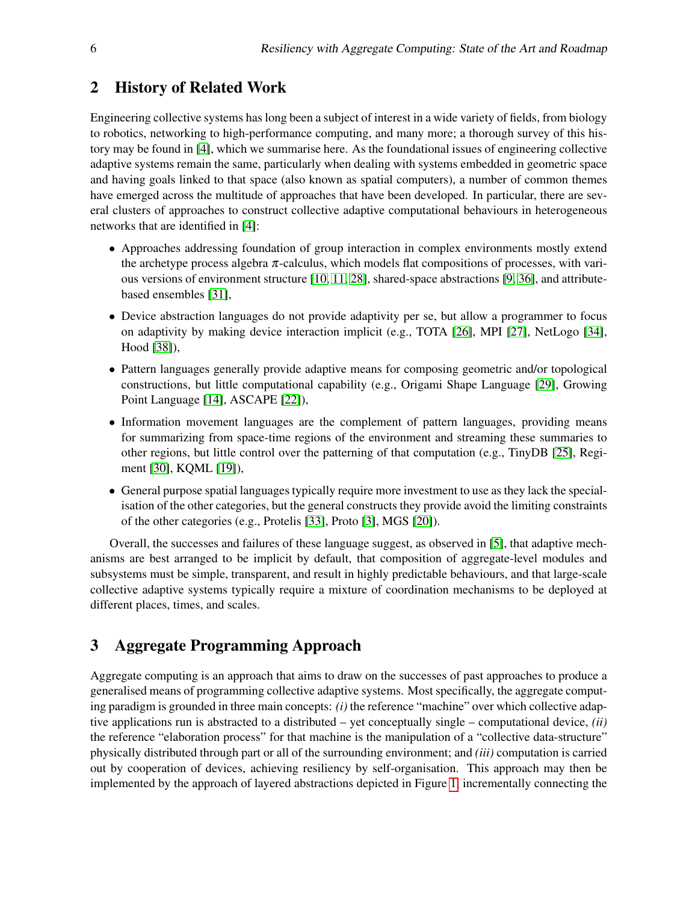## 2 History of Related Work

Engineering collective systems has long been a subject of interest in a wide variety of fields, from biology to robotics, networking to high-performance computing, and many more; a thorough survey of this history may be found in [4], which we summarise here. As the foundational issues of engineering collective adaptive systems remain the same, particularly when dealing with systems embedded in geometric space and having goals linked to that space (also known as spatial computers), a number of common themes have emerged across the multitude of approaches that have been developed. In particular, there are several clusters of approaches to construct collective adaptive computational behaviours in heterogeneous networks that are identified in [4]:

- Approaches addressing foundation of group interaction in complex environments mostly extend the archetype process algebra $\pi$-calculus, which models flat compositions of processes, with various versions of environment structure [10, 11, 28], shared-space abstractions [9, 36], and attribute-based ensembles [31],
- Device abstraction languages do not provide adaptivity per se, but allow a programmer to focus on adaptivity by making device interaction implicit (e.g., TOTA [26], MPI [27], NetLogo [34], Hood [38]),
- Pattern languages generally provide adaptive means for composing geometric and/or topological constructions, but little computational capability (e.g., Origami Shape Language [29], Growing Point Language [14], ASCAPE [22]),
- Information movement languages are the complement of pattern languages, providing means for summarizing from space-time regions of the environment and streaming these summaries to other regions, but little control over the patterning of that computation (e.g., TinyDB [25], Regiment [30], KQML [19]),
- General purpose spatial languages typically require more investment to use as they lack the specialisation of the other categories, but the general constructs they provide avoid the limiting constraints of the other categories (e.g., Protelis [33], Proto [3], MGS [20]).

Overall, the successes and failures of these language suggest, as observed in [5], that adaptive mechanisms are best arranged to be implicit by default, that composition of aggregate-level modules and subsystems must be simple, transparent, and result in highly predictable behaviours, and that large-scale collective adaptive systems typically require a mixture of coordination mechanisms to be deployed at different places, times, and scales.

## 3 Aggregate Programming Approach

Aggregate computing is an approach that aims to draw on the successes of past approaches to produce a generalised means of programming collective adaptive systems. Most specifically, the aggregate computing paradigm is grounded in three main concepts: *(i)* the reference "machine" over which collective adaptive applications run is abstracted to a distributed – yet conceptually single – computational device, *(ii)* the reference "elaboration process" for that machine is the manipulation of a "collective data-structure" physically distributed through part or all of the surrounding environment; and *(iii)* computation is carried out by cooperation of devices, achieving resiliency by self-organisation. This approach may then be implemented by the approach of layered abstractions depicted in Figure 1, incrementally connecting the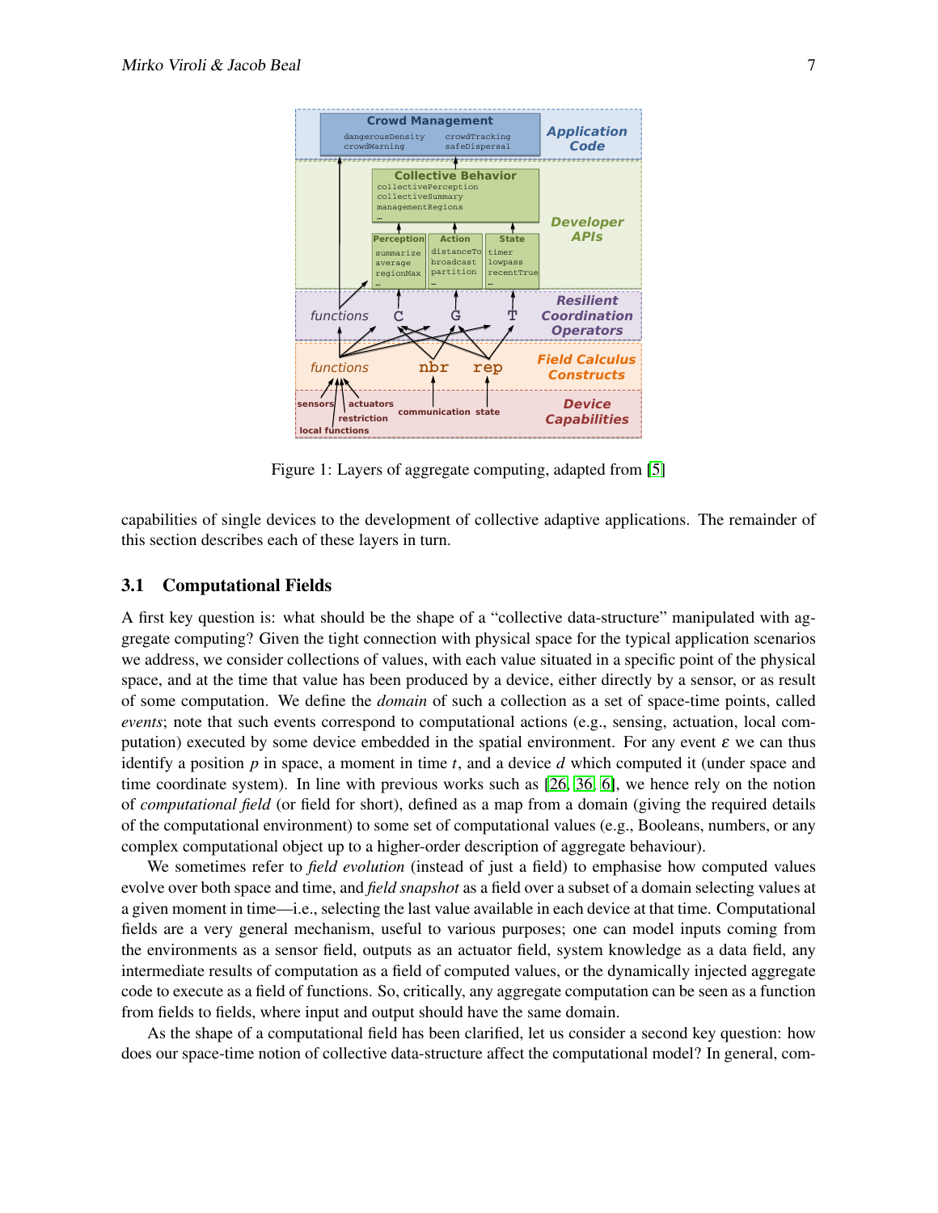Figure 1: Layers of aggregate computing, adapted from [5]

capabilities of single devices to the development of collective adaptive applications. The remainder of this section describes each of these layers in turn.

### 3.1 Computational Fields

A first key question is: what should be the shape of a "collective data-structure" manipulated with aggregate computing? Given the tight connection with physical space for the typical application scenarios we address, we consider collections of values, with each value situated in a specific point of the physical space, and at the time that value has been produced by a device, either directly by a sensor, or as result of some computation. We define the *domain* of such a collection as a set of space-time points, called *events*; note that such events correspond to computational actions (e.g., sensing, actuation, local computation) executed by some device embedded in the spatial environment. For any event $\varepsilon$ we can thus identify a position $p$ in space, a moment in time $t$, and a device $d$ which computed it (under space and time coordinate system). In line with previous works such as [26, 36, 6], we hence rely on the notion of *computational field* (or field for short), defined as a map from a domain (giving the required details of the computational environment) to some set of computational values (e.g., Booleans, numbers, or any complex computational object up to a higher-order description of aggregate behaviour).

We sometimes refer to *field evolution* (instead of just a field) to emphasise how computed values evolve over both space and time, and *field snapshot* as a field over a subset of a domain selecting values at a given moment in time—i.e., selecting the last value available in each device at that time. Computational fields are a very general mechanism, useful to various purposes; one can model inputs coming from the environments as a sensor field, outputs as an actuator field, system knowledge as a data field, any intermediate results of computation as a field of computed values, or the dynamically injected aggregate code to execute as a field of functions. So, critically, any aggregate computation can be seen as a function from fields to fields, where input and output should have the same domain.

As the shape of a computational field has been clarified, let us consider a second key question: how does our space-time notion of collective data-structure affect the computational model? In general, com-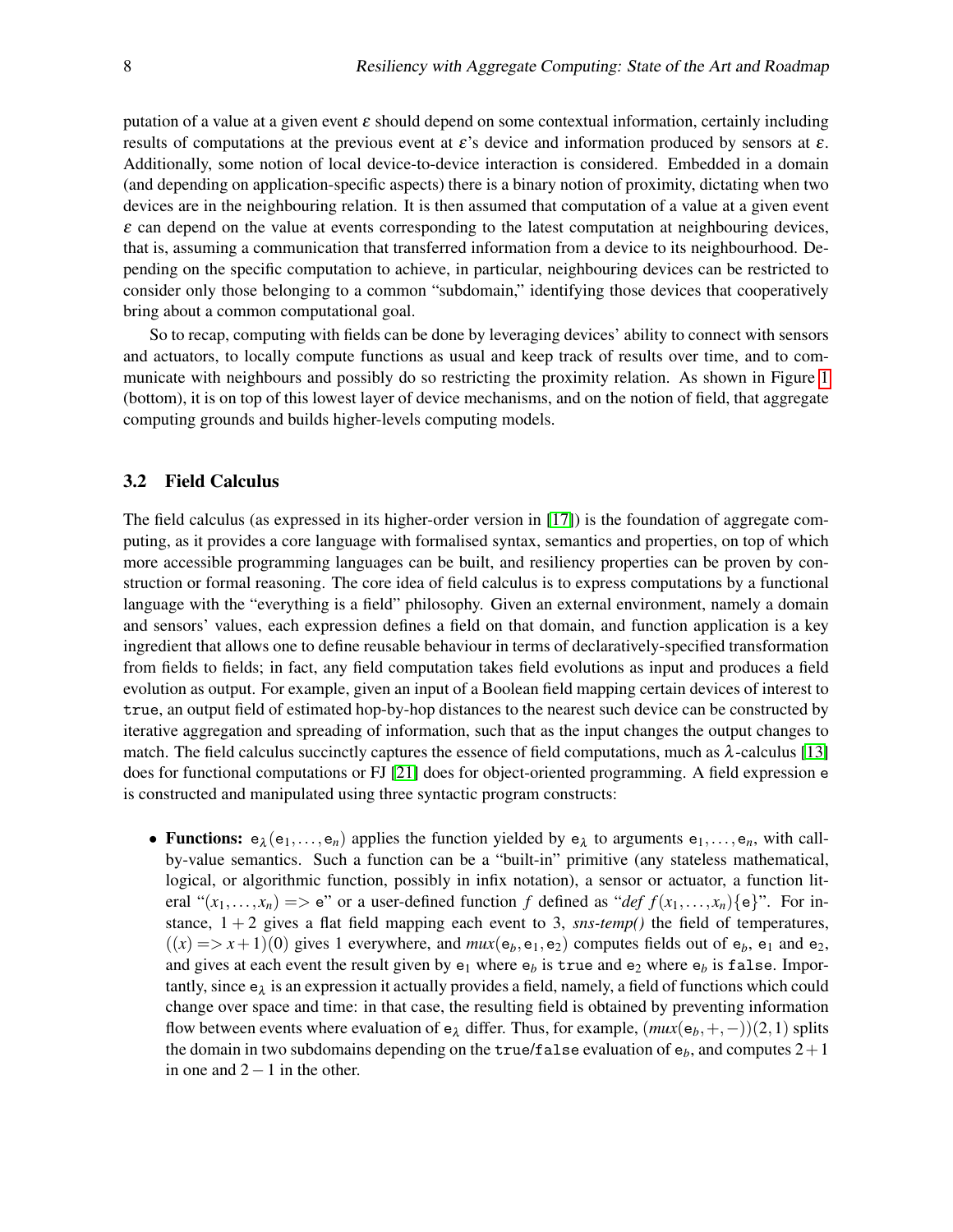putation of a value at a given event $\varepsilon$ should depend on some contextual information, certainly including results of computations at the previous event at $\varepsilon$'s device and information produced by sensors at $\varepsilon$. Additionally, some notion of local device-to-device interaction is considered. Embedded in a domain (and depending on application-specific aspects) there is a binary notion of proximity, dictating when two devices are in the neighbouring relation. It is then assumed that computation of a value at a given event $\varepsilon$ can depend on the value at events corresponding to the latest computation at neighbouring devices, that is, assuming a communication that transferred information from a device to its neighbourhood. Depending on the specific computation to achieve, in particular, neighbouring devices can be restricted to consider only those belonging to a common "subdomain," identifying those devices that cooperatively bring about a common computational goal.

So to recap, computing with fields can be done by leveraging devices' ability to connect with sensors and actuators, to locally compute functions as usual and keep track of results over time, and to communicate with neighbours and possibly do so restricting the proximity relation. As shown in Figure 1 (bottom), it is on top of this lowest layer of device mechanisms, and on the notion of field, that aggregate computing grounds and builds higher-levels computing models.

### 3.2 Field Calculus

The field calculus (as expressed in its higher-order version in [17]) is the foundation of aggregate computing, as it provides a core language with formalised syntax, semantics and properties, on top of which more accessible programming languages can be built, and resiliency properties can be proven by construction or formal reasoning. The core idea of field calculus is to express computations by a functional language with the "everything is a field" philosophy. Given an external environment, namely a domain and sensors' values, each expression defines a field on that domain, and function application is a key ingredient that allows one to define reusable behaviour in terms of declaratively-specified transformation from fields to fields; in fact, any field computation takes field evolutions as input and produces a field evolution as output. For example, given an input of a Boolean field mapping certain devices of interest to `true`, an output field of estimated hop-by-hop distances to the nearest such device can be constructed by iterative aggregation and spreading of information, such that as the input changes the output changes to match. The field calculus succinctly captures the essence of field computations, much as $\lambda$-calculus [13] does for functional computations or FJ [21] does for object-oriented programming. A field expression $\mathtt{e}$ is constructed and manipulated using three syntactic program constructs:

- **Functions:** $\mathtt{e}_\lambda(\mathtt{e}_1,\ldots,\mathtt{e}_n)$ applies the function yielded by $\mathtt{e}_\lambda$ to arguments $\mathtt{e}_1,\ldots,\mathtt{e}_n$, with call-by-value semantics. Such a function can be a "built-in" primitive (any stateless mathematical, logical, or algorithmic function, possibly in infix notation), a sensor or actuator, a function literal "$(x_1,\ldots,x_n) => \mathtt{e}$" or a user-defined function $f$ defined as "*def* $f(x_1,\ldots,x_n)\{\mathtt{e}\}$". For instance, $1+2$ gives a flat field mapping each event to 3, *sns-temp()* the field of temperatures, $((x) => x+1)(0)$ gives 1 everywhere, and $mux(\mathtt{e}_b,\mathtt{e}_1,\mathtt{e}_2)$ computes fields out of $\mathtt{e}_b$, $\mathtt{e}_1$ and $\mathtt{e}_2$, and gives at each event the result given by $\mathtt{e}_1$ where $\mathtt{e}_b$ is `true` and $\mathtt{e}_2$ where $\mathtt{e}_b$ is `false`. Importantly, since $\mathtt{e}_\lambda$ is an expression it actually provides a field, namely, a field of functions which could change over space and time: in that case, the resulting field is obtained by preventing information flow between events where evaluation of $\mathtt{e}_\lambda$ differ. Thus, for example, $(mux(\mathtt{e}_b,+,-))(2,1)$ splits the domain in two subdomains depending on the `true`/`false` evaluation of $\mathtt{e}_b$, and computes $2+1$ in one and $2-1$ in the other.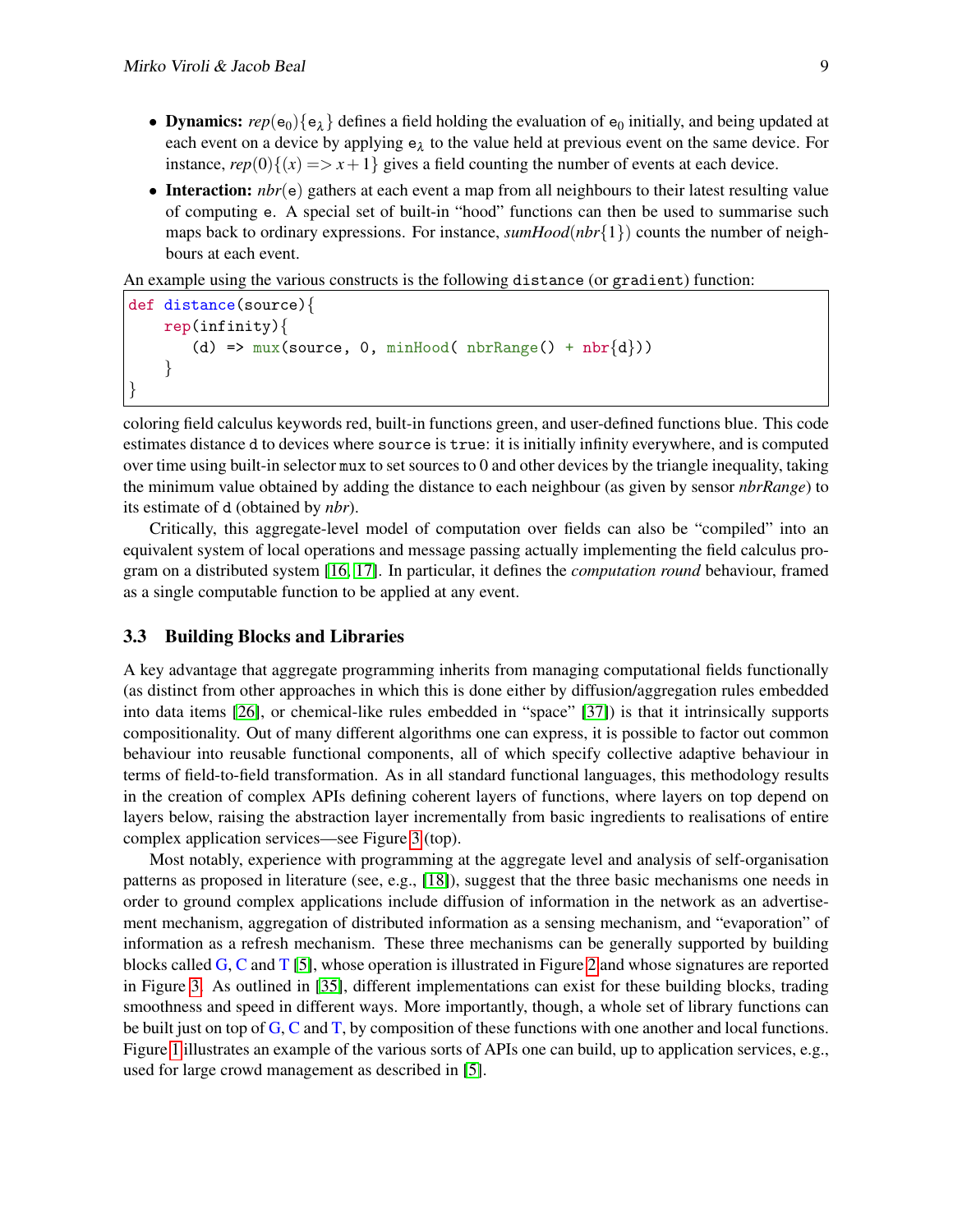- **Dynamics:** $rep(\mathtt{e}_0)\{\mathtt{e}_\lambda\}$ defines a field holding the evaluation of $\mathtt{e}_0$ initially, and being updated at each event on a device by applying $\mathtt{e}_\lambda$ to the value held at previous event on the same device. For instance, $rep(0)\{(x) => x+1\}$ gives a field counting the number of events at each device.
- **Interaction:** $nbr(\mathtt{e})$ gathers at each event a map from all neighbours to their latest resulting value of computing e. A special set of built-in "hood" functions can then be used to summarise such maps back to ordinary expressions. For instance, $sumHood(nbr\{1\})$ counts the number of neighbours at each event.

An example using the various constructs is the following distance (or gradient) function:

```
def distance(source){
    rep(infinity){
        (d) => mux(source, 0, minHood( nbrRange() + nbr{d}))
    }
}
```

coloring field calculus keywords red, built-in functions green, and user-defined functions blue. This code estimates distance d to devices where source is true: it is initially infinity everywhere, and is computed over time using built-in selector mux to set sources to 0 and other devices by the triangle inequality, taking the minimum value obtained by adding the distance to each neighbour (as given by sensor *nbrRange*) to its estimate of d (obtained by *nbr*).

Critically, this aggregate-level model of computation over fields can also be "compiled" into an equivalent system of local operations and message passing actually implementing the field calculus program on a distributed system [16, 17]. In particular, it defines the *computation round* behaviour, framed as a single computable function to be applied at any event.

### 3.3 Building Blocks and Libraries

A key advantage that aggregate programming inherits from managing computational fields functionally (as distinct from other approaches in which this is done either by diffusion/aggregation rules embedded into data items [26], or chemical-like rules embedded in "space" [37]) is that it intrinsically supports compositionality. Out of many different algorithms one can express, it is possible to factor out common behaviour into reusable functional components, all of which specify collective adaptive behaviour in terms of field-to-field transformation. As in all standard functional languages, this methodology results in the creation of complex APIs defining coherent layers of functions, where layers on top depend on layers below, raising the abstraction layer incrementally from basic ingredients to realisations of entire complex application services—see Figure 3 (top).

Most notably, experience with programming at the aggregate level and analysis of self-organisation patterns as proposed in literature (see, e.g., [18]), suggest that the three basic mechanisms one needs in order to ground complex applications include diffusion of information in the network as an advertisement mechanism, aggregation of distributed information as a sensing mechanism, and "evaporation" of information as a refresh mechanism. These three mechanisms can be generally supported by building blocks called G, C and T [5], whose operation is illustrated in Figure 2 and whose signatures are reported in Figure 3. As outlined in [35], different implementations can exist for these building blocks, trading smoothness and speed in different ways. More importantly, though, a whole set of library functions can be built just on top of G, C and T, by composition of these functions with one another and local functions. Figure 1 illustrates an example of the various sorts of APIs one can build, up to application services, e.g., used for large crowd management as described in [5].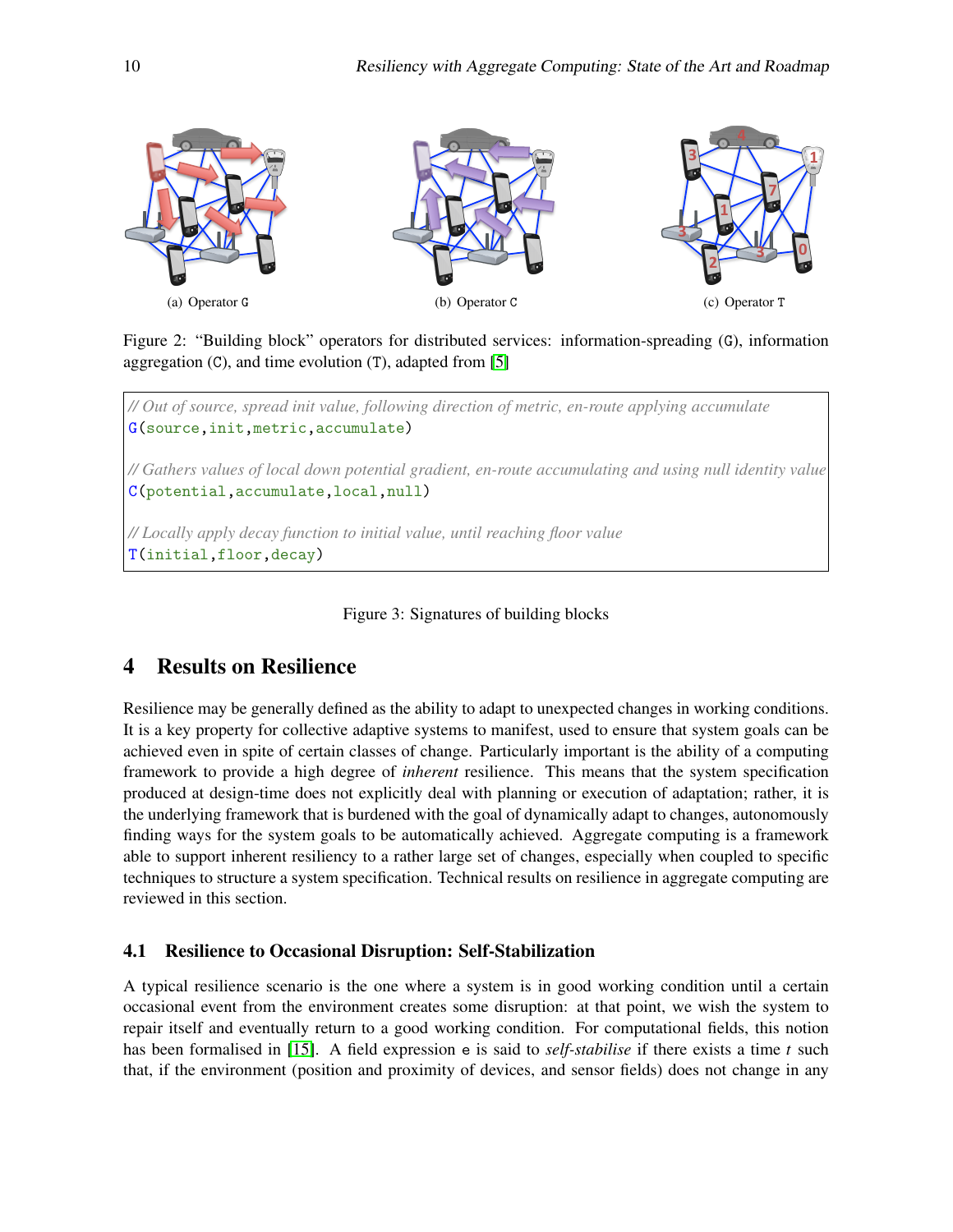(a) Operator G

(b) Operator C

(c) Operator T

Figure 2: "Building block" operators for distributed services: information-spreading (G), information aggregation (C), and time evolution (T), adapted from [5]

```
// Out of source, spread init value, following direction of metric, en-route applying accumulate
G(source,init,metric,accumulate)

// Gathers values of local down potential gradient, en-route accumulating and using null identity value
C(potential,accumulate,local,null)

// Locally apply decay function to initial value, until reaching floor value
T(initial,floor,decay)
```

Figure 3: Signatures of building blocks

## 4 Results on Resilience

Resilience may be generally defined as the ability to adapt to unexpected changes in working conditions. It is a key property for collective adaptive systems to manifest, used to ensure that system goals can be achieved even in spite of certain classes of change. Particularly important is the ability of a computing framework to provide a high degree of *inherent* resilience. This means that the system specification produced at design-time does not explicitly deal with planning or execution of adaptation; rather, it is the underlying framework that is burdened with the goal of dynamically adapt to changes, autonomously finding ways for the system goals to be automatically achieved. Aggregate computing is a framework able to support inherent resiliency to a rather large set of changes, especially when coupled to specific techniques to structure a system specification. Technical results on resilience in aggregate computing are reviewed in this section.

### 4.1 Resilience to Occasional Disruption: Self-Stabilization

A typical resilience scenario is the one where a system is in good working condition until a certain occasional event from the environment creates some disruption: at that point, we wish the system to repair itself and eventually return to a good working condition. For computational fields, this notion has been formalised in [15]. A field expression e is said to *self-stabilise* if there exists a time $t$ such that, if the environment (position and proximity of devices, and sensor fields) does not change in any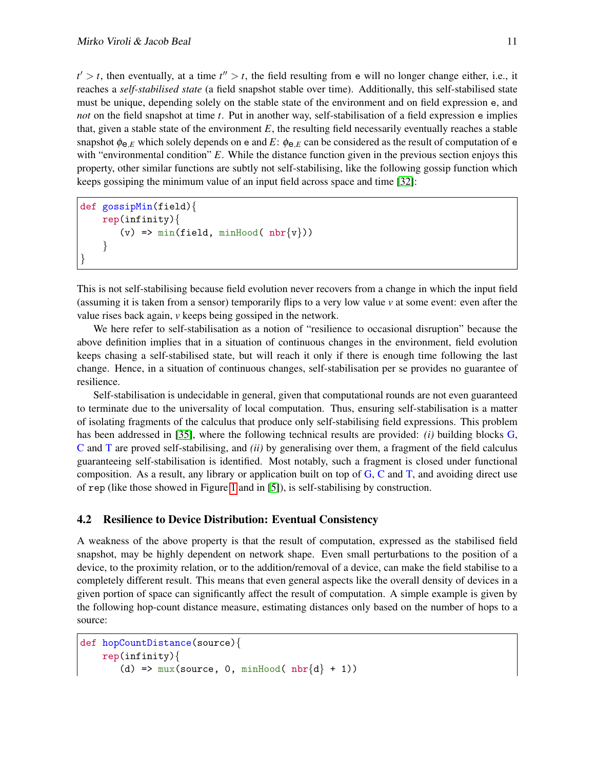$t' > t$, then eventually, at a time $t'' > t$, the field resulting from e will no longer change either, i.e., it reaches a *self-stabilised state* (a field snapshot stable over time). Additionally, this self-stabilised state must be unique, depending solely on the stable state of the environment and on field expression e, and *not* on the field snapshot at time $t$. Put in another way, self-stabilisation of a field expression e implies that, given a stable state of the environment $E$, the resulting field necessarily eventually reaches a stable snapshot $\phi_{\mathtt{e},E}$ which solely depends on e and $E$: $\phi_{\mathtt{e},E}$ can be considered as the result of computation of e with "environmental condition" $E$. While the distance function given in the previous section enjoys this property, other similar functions are subtly not self-stabilising, like the following gossip function which keeps gossiping the minimum value of an input field across space and time [32]:

```
def gossipMin(field){
    rep(infinity){
       (v) => min(field, minHood( nbr{v}))
    }
}
```

This is not self-stabilising because field evolution never recovers from a change in which the input field (assuming it is taken from a sensor) temporarily flips to a very low value $v$ at some event: even after the value rises back again, $v$ keeps being gossiped in the network.

We here refer to self-stabilisation as a notion of "resilience to occasional disruption" because the above definition implies that in a situation of continuous changes in the environment, field evolution keeps chasing a self-stabilised state, but will reach it only if there is enough time following the last change. Hence, in a situation of continuous changes, self-stabilisation per se provides no guarantee of resilience.

Self-stabilisation is undecidable in general, given that computational rounds are not even guaranteed to terminate due to the universality of local computation. Thus, ensuring self-stabilisation is a matter of isolating fragments of the calculus that produce only self-stabilising field expressions. This problem has been addressed in [35], where the following technical results are provided: *(i)* building blocks G, C and T are proved self-stabilising, and *(ii)* by generalising over them, a fragment of the field calculus guaranteeing self-stabilisation is identified. Most notably, such a fragment is closed under functional composition. As a result, any library or application built on top of G, C and T, and avoiding direct use of `rep` (like those showed in Figure 1 and in [5]), is self-stabilising by construction.

### 4.2 Resilience to Device Distribution: Eventual Consistency

A weakness of the above property is that the result of computation, expressed as the stabilised field snapshot, may be highly dependent on network shape. Even small perturbations to the position of a device, to the proximity relation, or to the addition/removal of a device, can make the field stabilise to a completely different result. This means that even general aspects like the overall density of devices in a given portion of space can significantly affect the result of computation. A simple example is given by the following hop-count distance measure, estimating distances only based on the number of hops to a source:

```
def hopCountDistance(source){
    rep(infinity){
       (d) => mux(source, 0, minHood( nbr{d} + 1))
```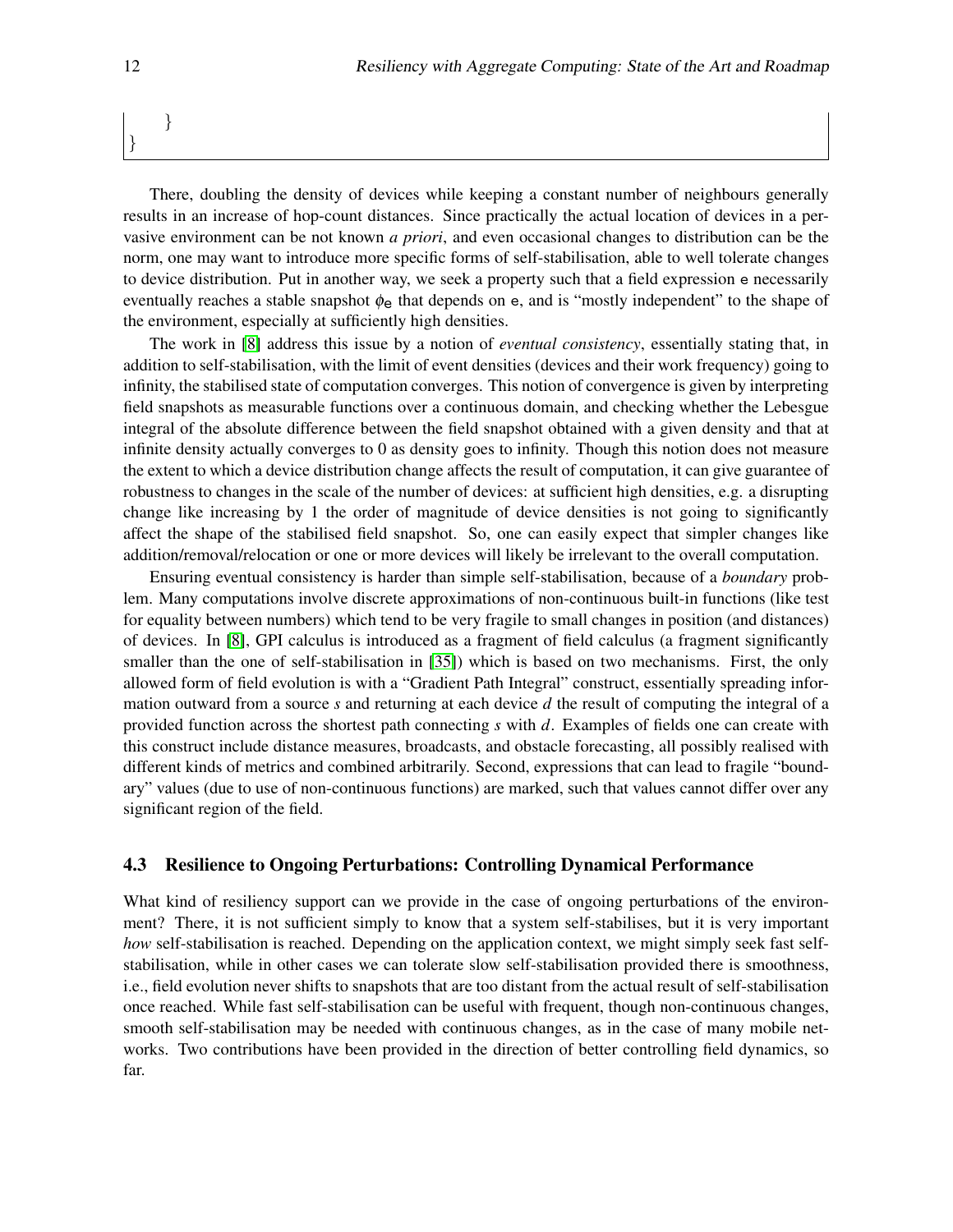```
    }
}
```

There, doubling the density of devices while keeping a constant number of neighbours generally results in an increase of hop-count distances. Since practically the actual location of devices in a pervasive environment can be not known *a priori*, and even occasional changes to distribution can be the norm, one may want to introduce more specific forms of self-stabilisation, able to well tolerate changes to device distribution. Put in another way, we seek a property such that a field expression `e` necessarily eventually reaches a stable snapshot $\phi_{\mathtt{e}}$ that depends on `e`, and is "mostly independent" to the shape of the environment, especially at sufficiently high densities.

The work in [8] address this issue by a notion of *eventual consistency*, essentially stating that, in addition to self-stabilisation, with the limit of event densities (devices and their work frequency) going to infinity, the stabilised state of computation converges. This notion of convergence is given by interpreting field snapshots as measurable functions over a continuous domain, and checking whether the Lebesgue integral of the absolute difference between the field snapshot obtained with a given density and that at infinite density actually converges to 0 as density goes to infinity. Though this notion does not measure the extent to which a device distribution change affects the result of computation, it can give guarantee of robustness to changes in the scale of the number of devices: at sufficient high densities, e.g. a disrupting change like increasing by 1 the order of magnitude of device densities is not going to significantly affect the shape of the stabilised field snapshot. So, one can easily expect that simpler changes like addition/removal/relocation or one or more devices will likely be irrelevant to the overall computation.

Ensuring eventual consistency is harder than simple self-stabilisation, because of a *boundary* problem. Many computations involve discrete approximations of non-continuous built-in functions (like test for equality between numbers) which tend to be very fragile to small changes in position (and distances) of devices. In [8], GPI calculus is introduced as a fragment of field calculus (a fragment significantly smaller than the one of self-stabilisation in [35]) which is based on two mechanisms. First, the only allowed form of field evolution is with a "Gradient Path Integral" construct, essentially spreading information outward from a source $s$ and returning at each device $d$ the result of computing the integral of a provided function across the shortest path connecting $s$ with $d$. Examples of fields one can create with this construct include distance measures, broadcasts, and obstacle forecasting, all possibly realised with different kinds of metrics and combined arbitrarily. Second, expressions that can lead to fragile "boundary" values (due to use of non-continuous functions) are marked, such that values cannot differ over any significant region of the field.

### 4.3 Resilience to Ongoing Perturbations: Controlling Dynamical Performance

What kind of resiliency support can we provide in the case of ongoing perturbations of the environment? There, it is not sufficient simply to know that a system self-stabilises, but it is very important *how* self-stabilisation is reached. Depending on the application context, we might simply seek fast self-stabilisation, while in other cases we can tolerate slow self-stabilisation provided there is smoothness, i.e., field evolution never shifts to snapshots that are too distant from the actual result of self-stabilisation once reached. While fast self-stabilisation can be useful with frequent, though non-continuous changes, smooth self-stabilisation may be needed with continuous changes, as in the case of many mobile networks. Two contributions have been provided in the direction of better controlling field dynamics, so far.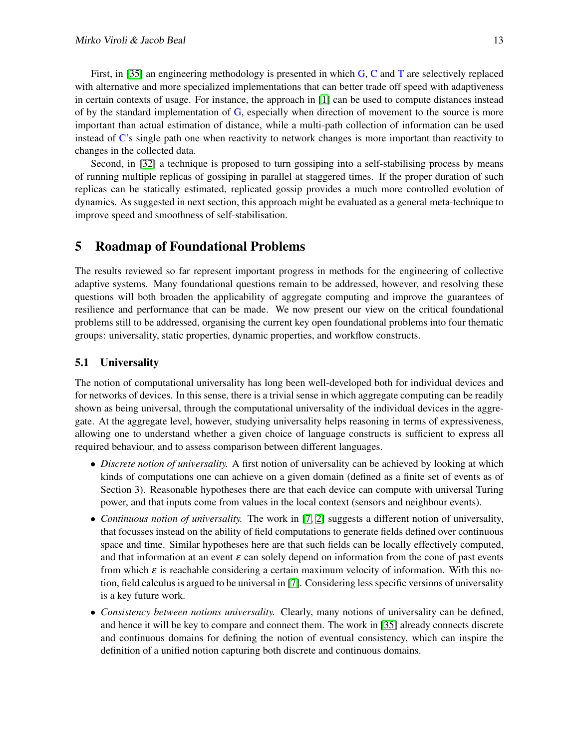First, in [35] an engineering methodology is presented in which G, C and T are selectively replaced with alternative and more specialized implementations that can better trade off speed with adaptiveness in certain contexts of usage. For instance, the approach in [1] can be used to compute distances instead of by the standard implementation of G, especially when direction of movement to the source is more important than actual estimation of distance, while a multi-path collection of information can be used instead of C's single path one when reactivity to network changes is more important than reactivity to changes in the collected data.

Second, in [32] a technique is proposed to turn gossiping into a self-stabilising process by means of running multiple replicas of gossiping in parallel at staggered times. If the proper duration of such replicas can be statically estimated, replicated gossip provides a much more controlled evolution of dynamics. As suggested in next section, this approach might be evaluated as a general meta-technique to improve speed and smoothness of self-stabilisation.

## 5 Roadmap of Foundational Problems

The results reviewed so far represent important progress in methods for the engineering of collective adaptive systems. Many foundational questions remain to be addressed, however, and resolving these questions will both broaden the applicability of aggregate computing and improve the guarantees of resilience and performance that can be made. We now present our view on the critical foundational problems still to be addressed, organising the current key open foundational problems into four thematic groups: universality, static properties, dynamic properties, and workflow constructs.

### 5.1 Universality

The notion of computational universality has long been well-developed both for individual devices and for networks of devices. In this sense, there is a trivial sense in which aggregate computing can be readily shown as being universal, through the computational universality of the individual devices in the aggregate. At the aggregate level, however, studying universality helps reasoning in terms of expressiveness, allowing one to understand whether a given choice of language constructs is sufficient to express all required behaviour, and to assess comparison between different languages.

- *Discrete notion of universality.* A first notion of universality can be achieved by looking at which kinds of computations one can achieve on a given domain (defined as a finite set of events as of Section 3). Reasonable hypotheses there are that each device can compute with universal Turing power, and that inputs come from values in the local context (sensors and neighbour events).
- *Continuous notion of universality.* The work in [7, 2] suggests a different notion of universality, that focusses instead on the ability of field computations to generate fields defined over continuous space and time. Similar hypotheses here are that such fields can be locally effectively computed, and that information at an event $\varepsilon$ can solely depend on information from the cone of past events from which $\varepsilon$ is reachable considering a certain maximum velocity of information. With this notion, field calculus is argued to be universal in [7]. Considering less specific versions of universality is a key future work.
- *Consistency between notions universality.* Clearly, many notions of universality can be defined, and hence it will be key to compare and connect them. The work in [35] already connects discrete and continuous domains for defining the notion of eventual consistency, which can inspire the definition of a unified notion capturing both discrete and continuous domains.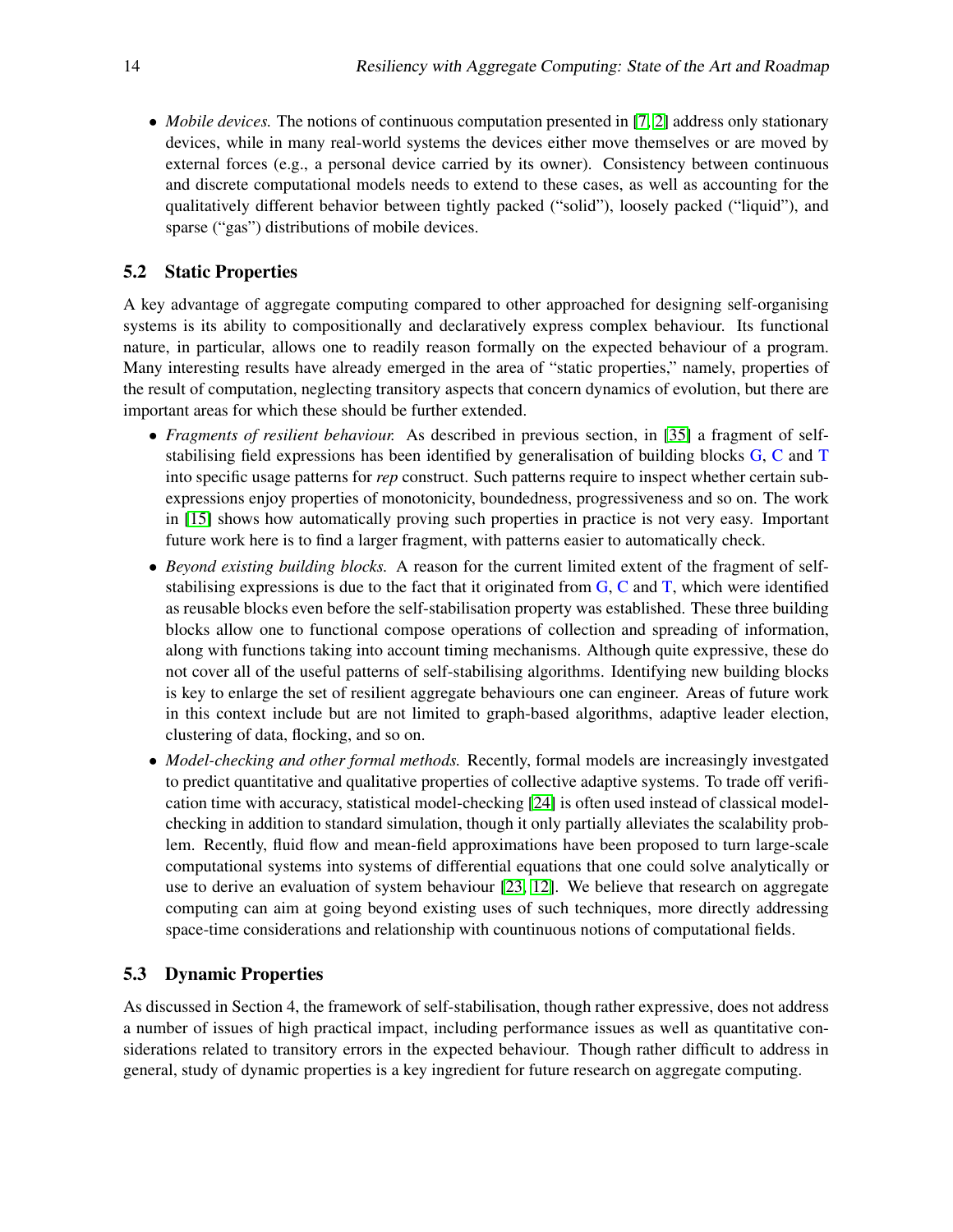- *Mobile devices.* The notions of continuous computation presented in [7, 2] address only stationary devices, while in many real-world systems the devices either move themselves or are moved by external forces (e.g., a personal device carried by its owner). Consistency between continuous and discrete computational models needs to extend to these cases, as well as accounting for the qualitatively different behavior between tightly packed ("solid"), loosely packed ("liquid"), and sparse ("gas") distributions of mobile devices.

### 5.2 Static Properties

A key advantage of aggregate computing compared to other approached for designing self-organising systems is its ability to compositionally and declaratively express complex behaviour. Its functional nature, in particular, allows one to readily reason formally on the expected behaviour of a program. Many interesting results have already emerged in the area of "static properties," namely, properties of the result of computation, neglecting transitory aspects that concern dynamics of evolution, but there are important areas for which these should be further extended.

- *Fragments of resilient behaviour.* As described in previous section, in [35] a fragment of self-stabilising field expressions has been identified by generalisation of building blocks G, C and T into specific usage patterns for *rep* construct. Such patterns require to inspect whether certain sub-expressions enjoy properties of monotonicity, boundedness, progressiveness and so on. The work in [15] shows how automatically proving such properties in practice is not very easy. Important future work here is to find a larger fragment, with patterns easier to automatically check.
- *Beyond existing building blocks.* A reason for the current limited extent of the fragment of self-stabilising expressions is due to the fact that it originated from G, C and T, which were identified as reusable blocks even before the self-stabilisation property was established. These three building blocks allow one to functional compose operations of collection and spreading of information, along with functions taking into account timing mechanisms. Although quite expressive, these do not cover all of the useful patterns of self-stabilising algorithms. Identifying new building blocks is key to enlarge the set of resilient aggregate behaviours one can engineer. Areas of future work in this context include but are not limited to graph-based algorithms, adaptive leader election, clustering of data, flocking, and so on.
- *Model-checking and other formal methods.* Recently, formal models are increasingly investgated to predict quantitative and qualitative properties of collective adaptive systems. To trade off verification time with accuracy, statistical model-checking [24] is often used instead of classical model-checking in addition to standard simulation, though it only partially alleviates the scalability problem. Recently, fluid flow and mean-field approximations have been proposed to turn large-scale computational systems into systems of differential equations that one could solve analytically or use to derive an evaluation of system behaviour [23, 12]. We believe that research on aggregate computing can aim at going beyond existing uses of such techniques, more directly addressing space-time considerations and relationship with countinuous notions of computational fields.

### 5.3 Dynamic Properties

As discussed in Section 4, the framework of self-stabilisation, though rather expressive, does not address a number of issues of high practical impact, including performance issues as well as quantitative considerations related to transitory errors in the expected behaviour. Though rather difficult to address in general, study of dynamic properties is a key ingredient for future research on aggregate computing.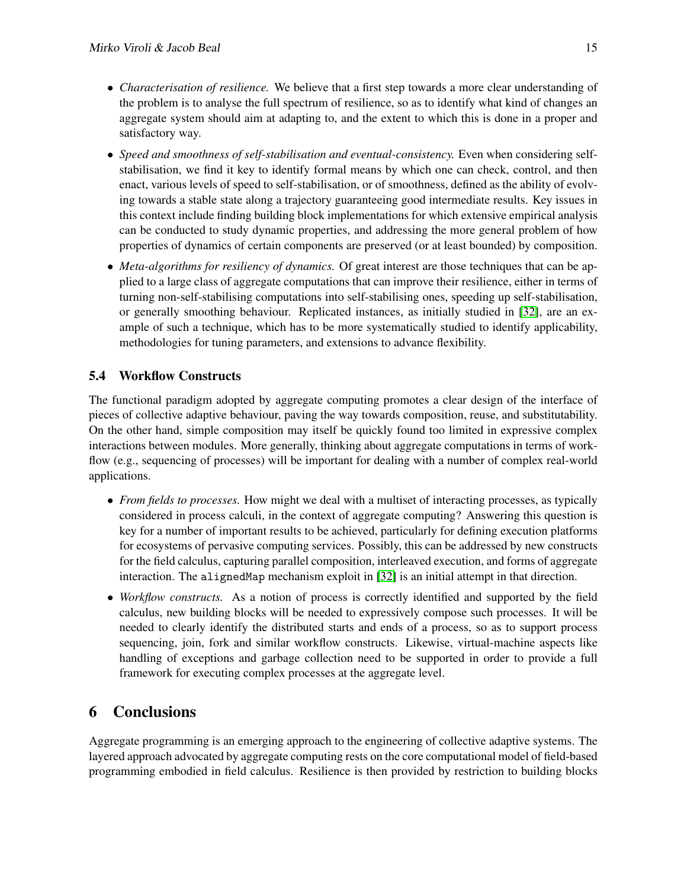- *Characterisation of resilience.* We believe that a first step towards a more clear understanding of the problem is to analyse the full spectrum of resilience, so as to identify what kind of changes an aggregate system should aim at adapting to, and the extent to which this is done in a proper and satisfactory way.
- *Speed and smoothness of self-stabilisation and eventual-consistency.* Even when considering self-stabilisation, we find it key to identify formal means by which one can check, control, and then enact, various levels of speed to self-stabilisation, or of smoothness, defined as the ability of evolving towards a stable state along a trajectory guaranteeing good intermediate results. Key issues in this context include finding building block implementations for which extensive empirical analysis can be conducted to study dynamic properties, and addressing the more general problem of how properties of dynamics of certain components are preserved (or at least bounded) by composition.
- *Meta-algorithms for resiliency of dynamics.* Of great interest are those techniques that can be applied to a large class of aggregate computations that can improve their resilience, either in terms of turning non-self-stabilising computations into self-stabilising ones, speeding up self-stabilisation, or generally smoothing behaviour. Replicated instances, as initially studied in [32], are an example of such a technique, which has to be more systematically studied to identify applicability, methodologies for tuning parameters, and extensions to advance flexibility.

### 5.4 Workflow Constructs

The functional paradigm adopted by aggregate computing promotes a clear design of the interface of pieces of collective adaptive behaviour, paving the way towards composition, reuse, and substitutability. On the other hand, simple composition may itself be quickly found too limited in expressive complex interactions between modules. More generally, thinking about aggregate computations in terms of workflow (e.g., sequencing of processes) will be important for dealing with a number of complex real-world applications.

- *From fields to processes.* How might we deal with a multiset of interacting processes, as typically considered in process calculi, in the context of aggregate computing? Answering this question is key for a number of important results to be achieved, particularly for defining execution platforms for ecosystems of pervasive computing services. Possibly, this can be addressed by new constructs for the field calculus, capturing parallel composition, interleaved execution, and forms of aggregate interaction. The `alignedMap` mechanism exploit in [32] is an initial attempt in that direction.
- *Workflow constructs.* As a notion of process is correctly identified and supported by the field calculus, new building blocks will be needed to expressively compose such processes. It will be needed to clearly identify the distributed starts and ends of a process, so as to support process sequencing, join, fork and similar workflow constructs. Likewise, virtual-machine aspects like handling of exceptions and garbage collection need to be supported in order to provide a full framework for executing complex processes at the aggregate level.

## 6 Conclusions

Aggregate programming is an emerging approach to the engineering of collective adaptive systems. The layered approach advocated by aggregate computing rests on the core computational model of field-based programming embodied in field calculus. Resilience is then provided by restriction to building blocks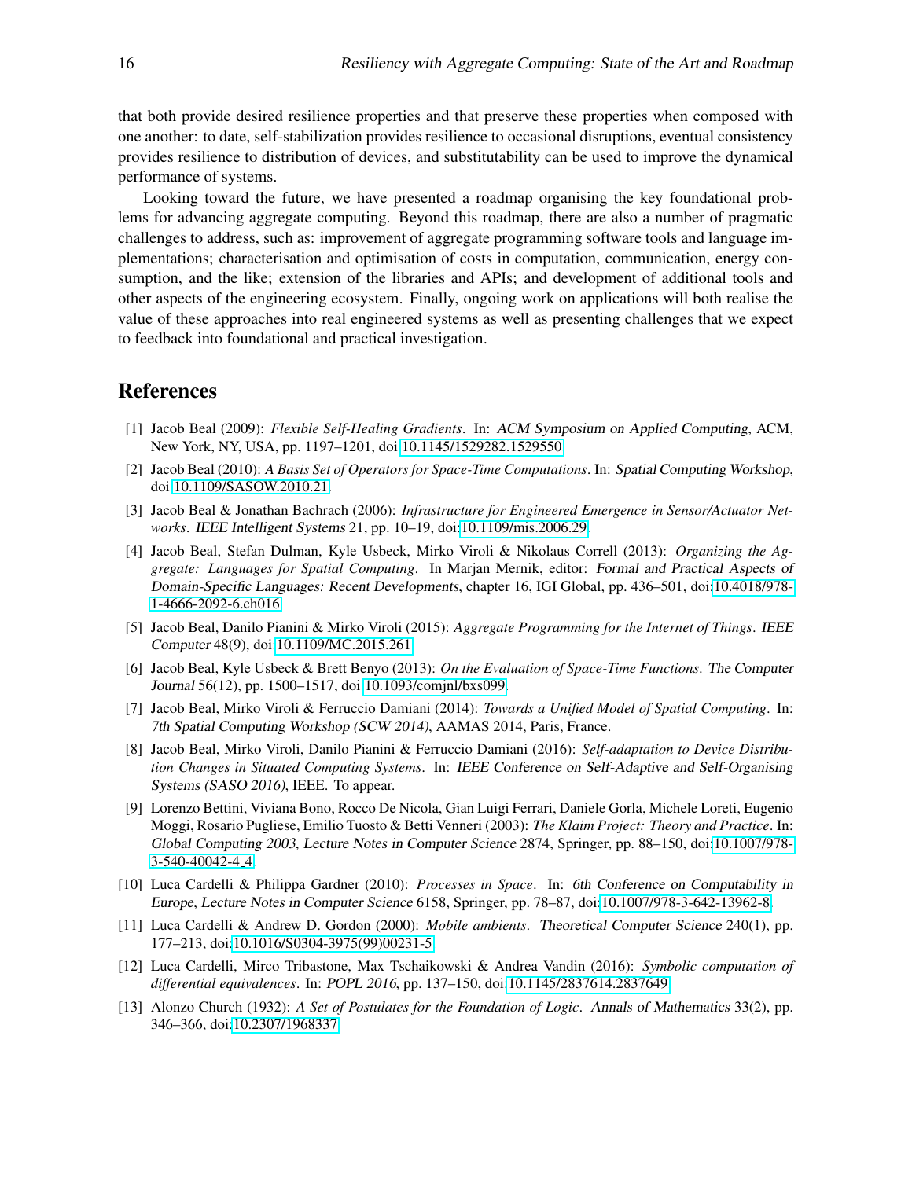that both provide desired resilience properties and that preserve these properties when composed with one another: to date, self-stabilization provides resilience to occasional disruptions, eventual consistency provides resilience to distribution of devices, and substitutability can be used to improve the dynamical performance of systems.

Looking toward the future, we have presented a roadmap organising the key foundational problems for advancing aggregate computing. Beyond this roadmap, there are also a number of pragmatic challenges to address, such as: improvement of aggregate programming software tools and language implementations; characterisation and optimisation of costs in computation, communication, energy consumption, and the like; extension of the libraries and APIs; and development of additional tools and other aspects of the engineering ecosystem. Finally, ongoing work on applications will both realise the value of these approaches into real engineered systems as well as presenting challenges that we expect to feedback into foundational and practical investigation.

## References

[1] Jacob Beal (2009): *Flexible Self-Healing Gradients*. In: ACM Symposium on Applied Computing, ACM, New York, NY, USA, pp. 1197–1201, doi:10.1145/1529282.1529550.

[2] Jacob Beal (2010): *A Basis Set of Operators for Space-Time Computations*. In: Spatial Computing Workshop, doi:10.1109/SASOW.2010.21.

[3] Jacob Beal & Jonathan Bachrach (2006): *Infrastructure for Engineered Emergence in Sensor/Actuator Networks*. IEEE Intelligent Systems 21, pp. 10–19, doi:10.1109/mis.2006.29.

[4] Jacob Beal, Stefan Dulman, Kyle Usbeck, Mirko Viroli & Nikolaus Correll (2013): *Organizing the Aggregate: Languages for Spatial Computing*. In Marjan Mernik, editor: Formal and Practical Aspects of Domain-Specific Languages: Recent Developments, chapter 16, IGI Global, pp. 436–501, doi:10.4018/978-1-4666-2092-6.ch016.

[5] Jacob Beal, Danilo Pianini & Mirko Viroli (2015): *Aggregate Programming for the Internet of Things*. IEEE Computer 48(9), doi:10.1109/MC.2015.261.

[6] Jacob Beal, Kyle Usbeck & Brett Benyo (2013): *On the Evaluation of Space-Time Functions*. The Computer Journal 56(12), pp. 1500–1517, doi:10.1093/comjnl/bxs099.

[7] Jacob Beal, Mirko Viroli & Ferruccio Damiani (2014): *Towards a Unified Model of Spatial Computing*. In: 7th Spatial Computing Workshop (SCW 2014), AAMAS 2014, Paris, France.

[8] Jacob Beal, Mirko Viroli, Danilo Pianini & Ferruccio Damiani (2016): *Self-adaptation to Device Distribution Changes in Situated Computing Systems*. In: IEEE Conference on Self-Adaptive and Self-Organising Systems (SASO 2016), IEEE. To appear.

[9] Lorenzo Bettini, Viviana Bono, Rocco De Nicola, Gian Luigi Ferrari, Daniele Gorla, Michele Loreti, Eugenio Moggi, Rosario Pugliese, Emilio Tuosto & Betti Venneri (2003): *The Klaim Project: Theory and Practice*. In: Global Computing 2003, Lecture Notes in Computer Science 2874, Springer, pp. 88–150, doi:10.1007/978-3-540-40042-4_4.

[10] Luca Cardelli & Philippa Gardner (2010): *Processes in Space*. In: 6th Conference on Computability in Europe, Lecture Notes in Computer Science 6158, Springer, pp. 78–87, doi:10.1007/978-3-642-13962-8.

[11] Luca Cardelli & Andrew D. Gordon (2000): *Mobile ambients*. Theoretical Computer Science 240(1), pp. 177–213, doi:10.1016/S0304-3975(99)00231-5.

[12] Luca Cardelli, Mirco Tribastone, Max Tschaikowski & Andrea Vandin (2016): *Symbolic computation of differential equivalences*. In: POPL 2016, pp. 137–150, doi:10.1145/2837614.2837649.

[13] Alonzo Church (1932): *A Set of Postulates for the Foundation of Logic*. Annals of Mathematics 33(2), pp. 346–366, doi:10.2307/1968337.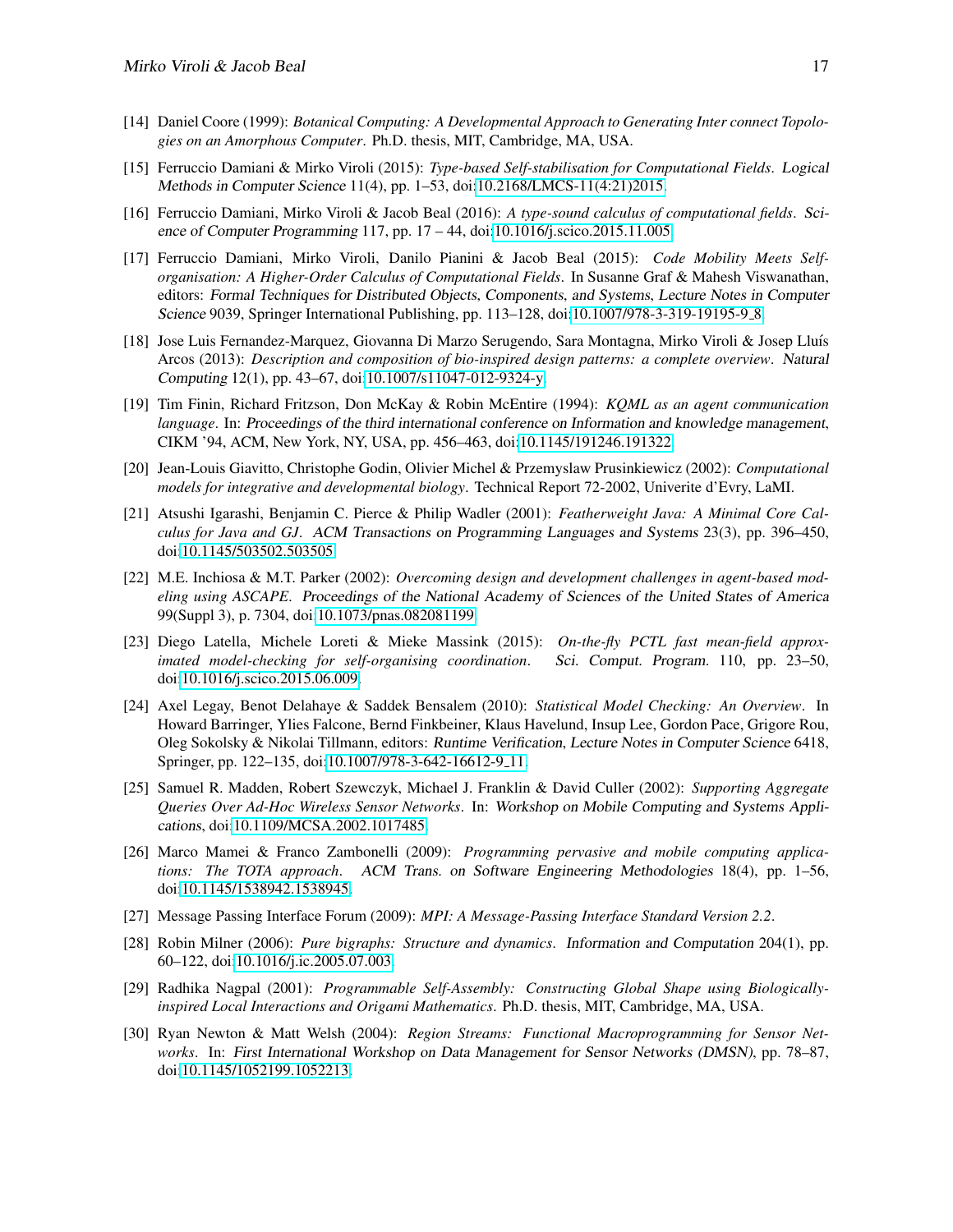[14] Daniel Coore (1999): *Botanical Computing: A Developmental Approach to Generating Inter connect Topologies on an Amorphous Computer*. Ph.D. thesis, MIT, Cambridge, MA, USA.

[15] Ferruccio Damiani & Mirko Viroli (2015): *Type-based Self-stabilisation for Computational Fields*. Logical Methods in Computer Science 11(4), pp. 1–53, doi:10.2168/LMCS-11(4:21)2015.

[16] Ferruccio Damiani, Mirko Viroli & Jacob Beal (2016): *A type-sound calculus of computational fields*. Science of Computer Programming 117, pp. 17 – 44, doi:10.1016/j.scico.2015.11.005.

[17] Ferruccio Damiani, Mirko Viroli, Danilo Pianini & Jacob Beal (2015): *Code Mobility Meets Self-organisation: A Higher-Order Calculus of Computational Fields*. In Susanne Graf & Mahesh Viswanathan, editors: Formal Techniques for Distributed Objects, Components, and Systems, Lecture Notes in Computer Science 9039, Springer International Publishing, pp. 113–128, doi:10.1007/978-3-319-19195-9_8.

[18] Jose Luis Fernandez-Marquez, Giovanna Di Marzo Serugendo, Sara Montagna, Mirko Viroli & Josep Lluís Arcos (2013): *Description and composition of bio-inspired design patterns: a complete overview*. Natural Computing 12(1), pp. 43–67, doi:10.1007/s11047-012-9324-y.

[19] Tim Finin, Richard Fritzson, Don McKay & Robin McEntire (1994): *KQML as an agent communication language*. In: Proceedings of the third international conference on Information and knowledge management, CIKM '94, ACM, New York, NY, USA, pp. 456–463, doi:10.1145/191246.191322.

[20] Jean-Louis Giavitto, Christophe Godin, Olivier Michel & Przemyslaw Prusinkiewicz (2002): *Computational models for integrative and developmental biology*. Technical Report 72-2002, Univerite d'Evry, LaMI.

[21] Atsushi Igarashi, Benjamin C. Pierce & Philip Wadler (2001): *Featherweight Java: A Minimal Core Calculus for Java and GJ*. ACM Transactions on Programming Languages and Systems 23(3), pp. 396–450, doi:10.1145/503502.503505.

[22] M.E. Inchiosa & M.T. Parker (2002): *Overcoming design and development challenges in agent-based modeling using ASCAPE*. Proceedings of the National Academy of Sciences of the United States of America 99(Suppl 3), p. 7304, doi:10.1073/pnas.082081199.

[23] Diego Latella, Michele Loreti & Mieke Massink (2015): *On-the-fly PCTL fast mean-field approximated model-checking for self-organising coordination*. Sci. Comput. Program. 110, pp. 23–50, doi:10.1016/j.scico.2015.06.009.

[24] Axel Legay, Benot Delahaye & Saddek Bensalem (2010): *Statistical Model Checking: An Overview*. In Howard Barringer, Ylies Falcone, Bernd Finkbeiner, Klaus Havelund, Insup Lee, Gordon Pace, Grigore Rou, Oleg Sokolsky & Nikolai Tillmann, editors: Runtime Verification, Lecture Notes in Computer Science 6418, Springer, pp. 122–135, doi:10.1007/978-3-642-16612-9_11.

[25] Samuel R. Madden, Robert Szewczyk, Michael J. Franklin & David Culler (2002): *Supporting Aggregate Queries Over Ad-Hoc Wireless Sensor Networks*. In: Workshop on Mobile Computing and Systems Applications, doi:10.1109/MCSA.2002.1017485.

[26] Marco Mamei & Franco Zambonelli (2009): *Programming pervasive and mobile computing applications: The TOTA approach*. ACM Trans. on Software Engineering Methodologies 18(4), pp. 1–56, doi:10.1145/1538942.1538945.

[27] Message Passing Interface Forum (2009): *MPI: A Message-Passing Interface Standard Version 2.2*.

[28] Robin Milner (2006): *Pure bigraphs: Structure and dynamics*. Information and Computation 204(1), pp. 60–122, doi:10.1016/j.ic.2005.07.003.

[29] Radhika Nagpal (2001): *Programmable Self-Assembly: Constructing Global Shape using Biologically-inspired Local Interactions and Origami Mathematics*. Ph.D. thesis, MIT, Cambridge, MA, USA.

[30] Ryan Newton & Matt Welsh (2004): *Region Streams: Functional Macroprogramming for Sensor Networks*. In: First International Workshop on Data Management for Sensor Networks (DMSN), pp. 78–87, doi:10.1145/1052199.1052213.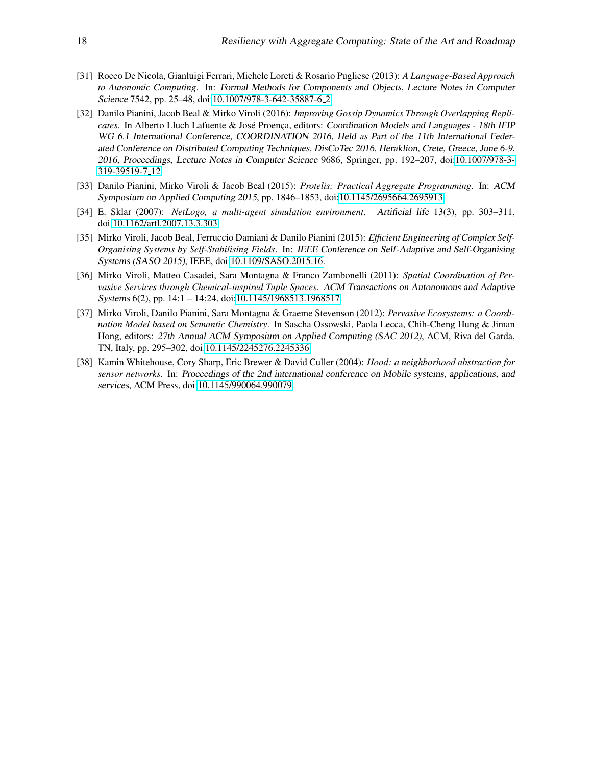[31] Rocco De Nicola, Gianluigi Ferrari, Michele Loreti & Rosario Pugliese (2013): *A Language-Based Approach to Autonomic Computing*. In: Formal Methods for Components and Objects, Lecture Notes in Computer Science 7542, pp. 25–48, doi:10.1007/978-3-642-35887-6_2.

[32] Danilo Pianini, Jacob Beal & Mirko Viroli (2016): *Improving Gossip Dynamics Through Overlapping Replicates*. In Alberto Lluch Lafuente & José Proença, editors: Coordination Models and Languages - 18th IFIP WG 6.1 International Conference, COORDINATION 2016, Held as Part of the 11th International Federated Conference on Distributed Computing Techniques, DisCoTec 2016, Heraklion, Crete, Greece, June 6-9, 2016, Proceedings, Lecture Notes in Computer Science 9686, Springer, pp. 192–207, doi:10.1007/978-3-319-39519-7_12.

[33] Danilo Pianini, Mirko Viroli & Jacob Beal (2015): *Protelis: Practical Aggregate Programming*. In: ACM Symposium on Applied Computing 2015, pp. 1846–1853, doi:10.1145/2695664.2695913.

[34] E. Sklar (2007): *NetLogo, a multi-agent simulation environment*. Artificial life 13(3), pp. 303–311, doi:10.1162/artl.2007.13.3.303.

[35] Mirko Viroli, Jacob Beal, Ferruccio Damiani & Danilo Pianini (2015): *Efficient Engineering of Complex Self-Organising Systems by Self-Stabilising Fields*. In: IEEE Conference on Self-Adaptive and Self-Organising Systems (SASO 2015), IEEE, doi:10.1109/SASO.2015.16.

[36] Mirko Viroli, Matteo Casadei, Sara Montagna & Franco Zambonelli (2011): *Spatial Coordination of Pervasive Services through Chemical-inspired Tuple Spaces*. ACM Transactions on Autonomous and Adaptive Systems 6(2), pp. 14:1 – 14:24, doi:10.1145/1968513.1968517.

[37] Mirko Viroli, Danilo Pianini, Sara Montagna & Graeme Stevenson (2012): *Pervasive Ecosystems: a Coordination Model based on Semantic Chemistry*. In Sascha Ossowski, Paola Lecca, Chih-Cheng Hung & Jiman Hong, editors: 27th Annual ACM Symposium on Applied Computing (SAC 2012), ACM, Riva del Garda, TN, Italy, pp. 295–302, doi:10.1145/2245276.2245336.

[38] Kamin Whitehouse, Cory Sharp, Eric Brewer & David Culler (2004): *Hood: a neighborhood abstraction for sensor networks*. In: Proceedings of the 2nd international conference on Mobile systems, applications, and services, ACM Press, doi:10.1145/990064.990079.